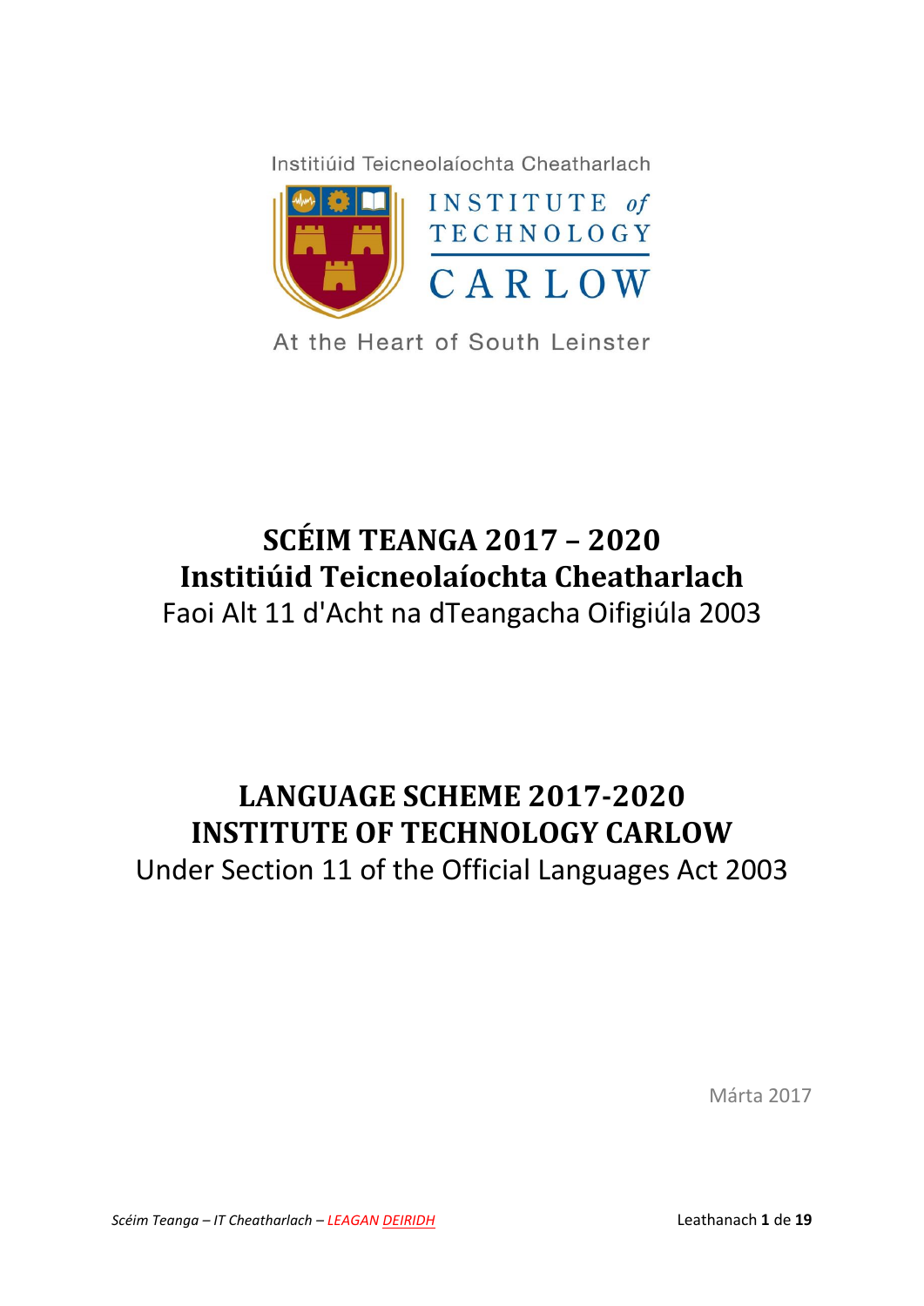Institiúid Teicneolaíochta Cheatharlach

INSTITUTE of TECHNOLOGY CARLOW

At the Heart of South Leinster

# SCÉIM TEANGA 2017 – 2020
# Institiúid Teicneolaíochta Cheatharlach

Faoi Alt 11 d'Acht na dTeangacha Oifigiúla 2003

# LANGUAGE SCHEME 2017-2020
# INSTITUTE OF TECHNOLOGY CARLOW

Under Section 11 of the Official Languages Act 2003

Márta 2017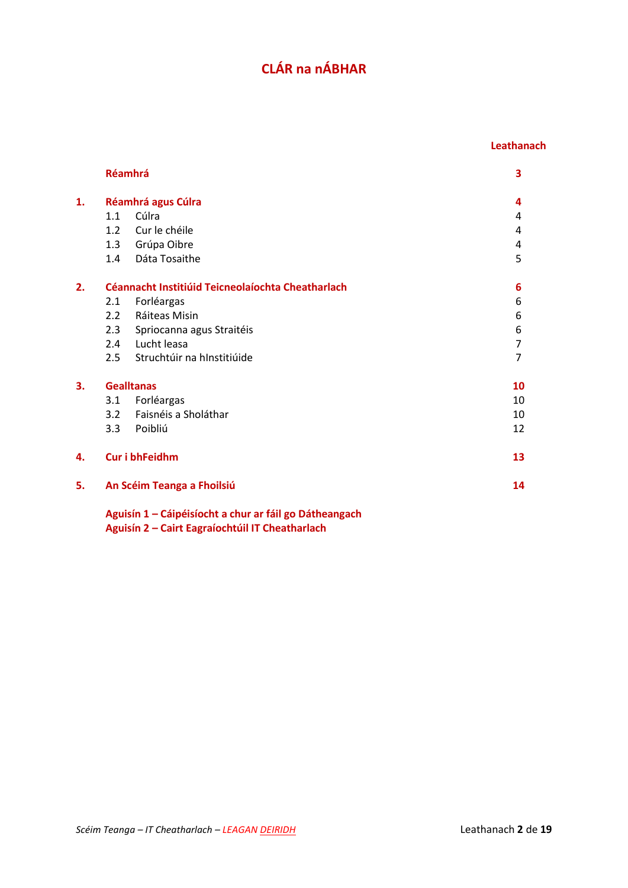# CLÁR na nÁBHAR

| | | Leathanach |
|---|---|---|
| | **Réamhrá** | **3** |
| **1.** | **Réamhrá agus Cúlra** | **4** |
| | 1.1 Cúlra | 4 |
| | 1.2 Cur le chéile | 4 |
| | 1.3 Grúpa Oibre | 4 |
| | 1.4 Dáta Tosaithe | 5 |
| **2.** | **Céannacht Institiúid Teicneolaíochta Cheatharlach** | **6** |
| | 2.1 Forléargas | 6 |
| | 2.2 Ráiteas Misin | 6 |
| | 2.3 Spriocanna agus Straitéis | 6 |
| | 2.4 Lucht leasa | 7 |
| | 2.5 Struchtúir na hInstitiúide | 7 |
| **3.** | **Gealltanas** | **10** |
| | 3.1 Forléargas | 10 |
| | 3.2 Faisnéis a Sholáthar | 10 |
| | 3.3 Poibliú | 12 |
| **4.** | **Cur i bhFeidhm** | **13** |
| **5.** | **An Scéim Teanga a Fhoilsiú** | **14** |
| | **Aguisín 1 – Cáipéisíocht a chur ar fáil go Dátheangach** | |
| | **Aguisín 2 – Cairt Eagraíochtúil IT Cheatharlach** | |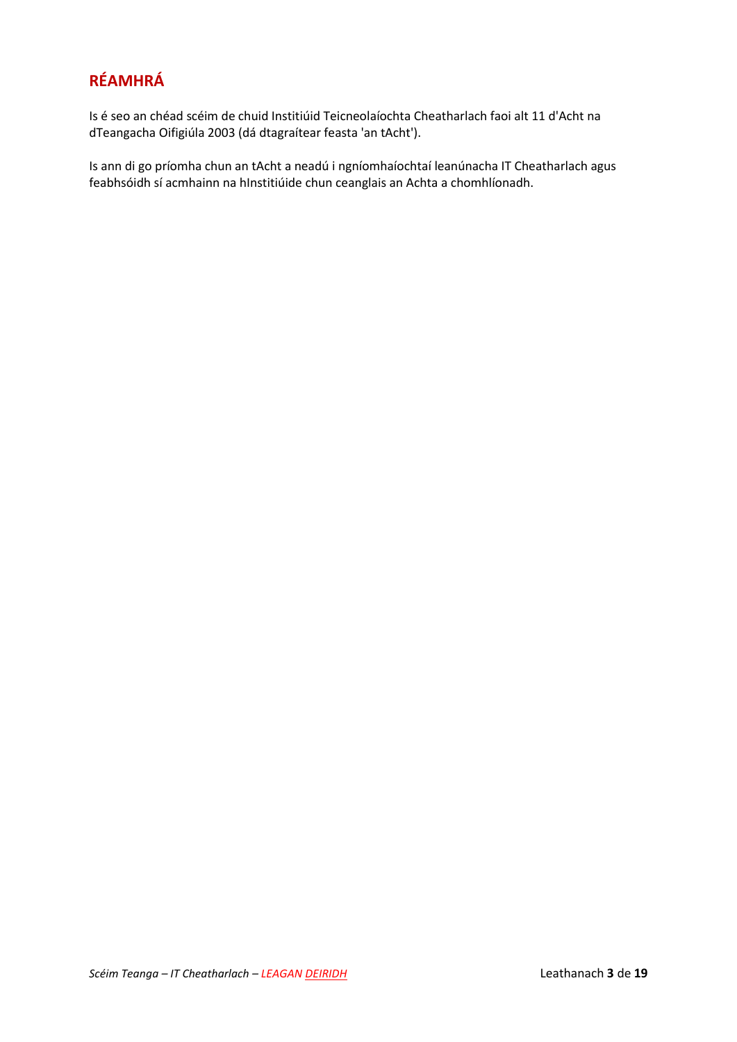# RÉAMHRÁ

Is é seo an chéad scéim de chuid Institiúid Teicneolaíochta Cheatharlach faoi alt 11 d'Acht na dTeangacha Oifigiúla 2003 (dá dtagraítear feasta 'an tAcht').

Is ann di go príomha chun an tAcht a neadú i ngníomhaíochtaí leanúnacha IT Cheatharlach agus feabhsóidh sí acmhainn na hInstitiúide chun ceanglais an Achta a chomhlíonadh.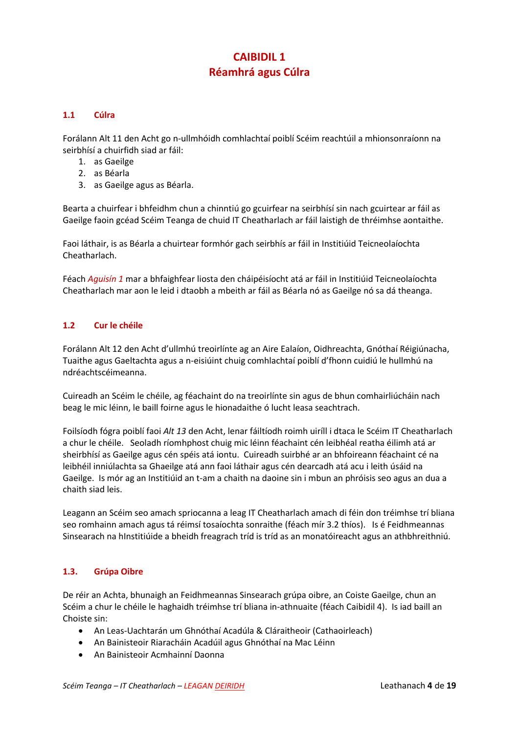# CAIBIDIL 1
## Réamhrá agus Cúlra

### 1.1 Cúlra

Forálann Alt 11 den Acht go n-ullmhóidh comhlachtaí poiblí Scéim reachtúil a mhionsonraíonn na seirbhísí a chuirfidh siad ar fáil:

1. as Gaeilge
2. as Béarla
3. as Gaeilge agus as Béarla.

Bearta a chuirfear i bhfeidhm chun a chinntiú go gcuirfear na seirbhísí sin nach gcuirtear ar fáil as Gaeilge faoin gcéad Scéim Teanga de chuid IT Cheatharlach ar fáil laistigh de thréimhse aontaithe.

Faoi láthair, is as Béarla a chuirtear formhór gach seirbhís ar fáil in Institiúid Teicneolaíochta Cheatharlach.

Féach *Aguisín 1* mar a bhfaighfear liosta den cháipéisíocht atá ar fáil in Institiúid Teicneolaíochta Cheatharlach mar aon le leid i dtaobh a mbeith ar fáil as Béarla nó as Gaeilge nó sa dá theanga.

### 1.2 Cur le chéile

Forálann Alt 12 den Acht d'ullmhú treoirlínte ag an Aire Ealaíon, Oidhreachta, Gnóthaí Réigiúnacha, Tuaithe agus Gaeltachta agus a n-eisiúint chuig comhlachtaí poiblí d'fhonn cuidiú le hullmhú na ndréachtscéimeanna.

Cuireadh an Scéim le chéile, ag féachaint do na treoirlínte sin agus de bhun comhairliúcháin nach beag le mic léinn, le baill foirne agus le hionadaithe ó lucht leasa seachtrach.

Foilsíodh fógra poiblí faoi *Alt 13* den Acht, lenar fáiltíodh roimh uiríll i dtaca le Scéim IT Cheatharlach a chur le chéile. Seoladh ríomhphost chuig mic léinn féachaint cén leibhéal reatha éilimh atá ar sheirbhísí as Gaeilge agus cén spéis atá iontu. Cuireadh suirbhé ar an bhfoireann féachaint cé na leibhéil inniúlachta sa Ghaeilge atá ann faoi láthair agus cén dearcadh atá acu i leith úsáid na Gaeilge. Is mór ag an Institiúid an t-am a chaith na daoine sin i mbun an phróisis seo agus an dua a chaith siad leis.

Leagann an Scéim seo amach spriocanna a leag IT Cheatharlach amach di féin don tréimhse trí bliana seo romhainn amach agus tá réimsí tosaíochta sonraithe (féach mír 3.2 thíos). Is é Feidhmeannas Sinsearach na hInstitiúide a bheidh freagrach tríd is tríd as an monatóireacht agus an athbhreithniú.

### 1.3. Grúpa Oibre

De réir an Achta, bhunaigh an Feidhmeannas Sinsearach grúpa oibre, an Coiste Gaeilge, chun an Scéim a chur le chéile le haghaidh tréimhse trí bliana in-athnuaite (féach Caibidil 4). Is iad baill an Choiste sin:

- An Leas-Uachtarán um Ghnóthaí Acadúla & Cláraitheoir (Cathaoirleach)
- An Bainisteoir Riaracháin Acadúil agus Ghnóthaí na Mac Léinn
- An Bainisteoir Acmhainní Daonna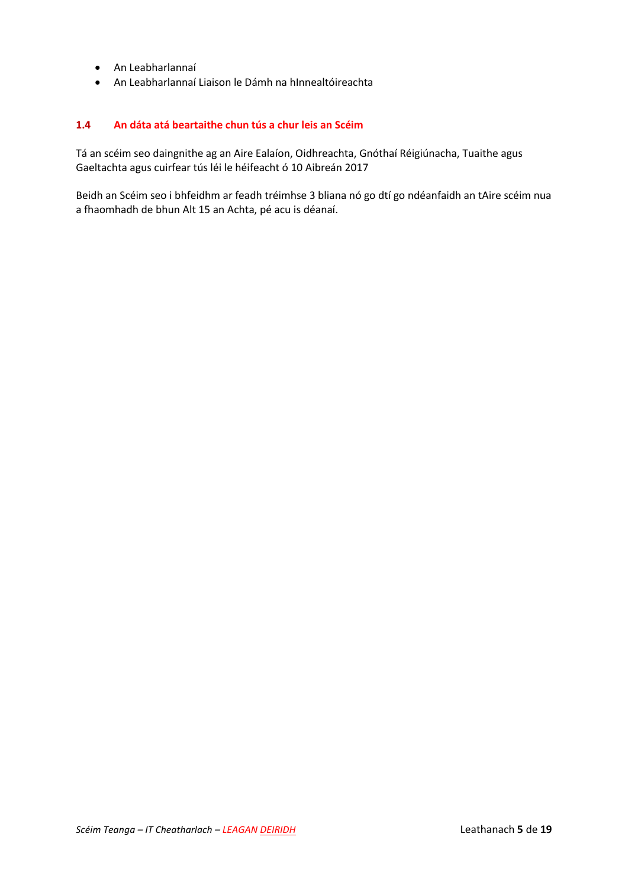- An Leabharlannaí
- An Leabharlannaí Liaison le Dámh na hInnealtóireachta

### 1.4 An dáta atá beartaithe chun tús a chur leis an Scéim

Tá an scéim seo daingnithe ag an Aire Ealaíon, Oidhreachta, Gnóthaí Réigiúnacha, Tuaithe agus Gaeltachta agus cuirfear tús léi le héifeacht ó 10 Aibreán 2017

Beidh an Scéim seo i bhfeidhm ar feadh tréimhse 3 bliana nó go dtí go ndéanfaidh an tAire scéim nua a fhaomhadh de bhun Alt 15 an Achta, pé acu is déanaí.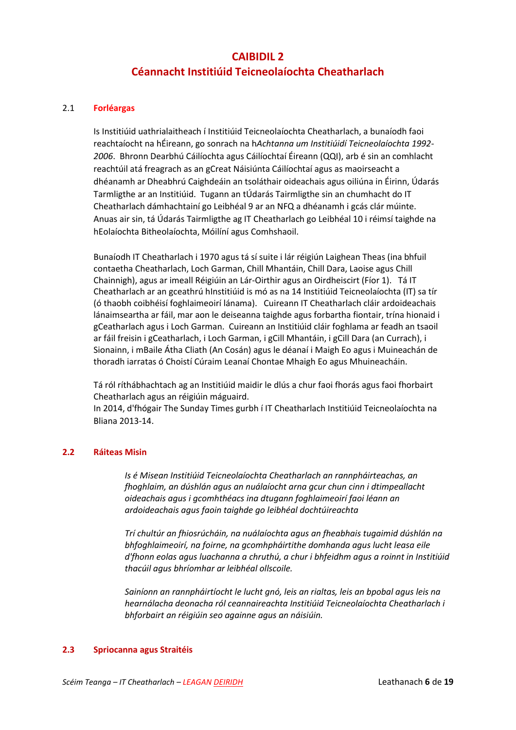# CAIBIDIL 2
# Céannacht Institiúid Teicneolaíochta Cheatharlach

## 2.1 Forléargas

Is Institiúid uathrialaitheach í Institiúid Teicneolaíochta Cheatharlach, a bunaíodh faoi reachtaíocht na hÉireann, go sonrach na h*Achtanna um Institiúidí Teicneolaíochta 1992-2006*. Bhronn Dearbhú Cáilíochta agus Cáilíochtaí Éireann (QQI), arb é sin an comhlacht reachtúil atá freagrach as an gCreat Náisiúnta Cáilíochtaí agus as maoirseacht a dhéanamh ar Dheabhrú Caighdeáin an tsoláthair oideachais agus oiliúna in Éirinn, Údarás Tarmligthe ar an Institiúid. Tugann an tÚdarás Tairmligthe sin an chumhacht do IT Cheatharlach dámhachtainí go Leibhéal 9 ar an NFQ a dhéanamh i gcás clár múinte. Anuas air sin, tá Údarás Tairmligthe ag IT Cheatharlach go Leibhéal 10 i réimsí taighde na hEolaíochta Bitheolaíochta, Móilíní agus Comhshaoil.

Bunaíodh IT Cheatharlach i 1970 agus tá sí suite i lár réigiún Laighean Theas (ina bhfuil contaetha Cheatharlach, Loch Garman, Chill Mhantáin, Chill Dara, Laoise agus Chill Chainnigh), agus ar imeall Réigiúin an Lár-Oirthir agus an Oirdheiscirt (Fíor 1). Tá IT Cheatharlach ar an gceathrú hInstitiúid is mó as na 14 Institiúid Teicneolaíochta (IT) sa tír (ó thaobh coibhéisí foghlaimeoirí lánama). Cuireann IT Cheatharlach cláir ardoideachais lánaimseartha ar fáil, mar aon le deiseanna taighde agus forbartha fiontair, trína hionaid i gCeatharlach agus i Loch Garman. Cuireann an Institiúid cláir foghlama ar feadh an tsaoil ar fáil freisin i gCeatharlach, i Loch Garman, i gCill Mhantáin, i gCill Dara (an Currach), i Sionainn, i mBaile Átha Cliath (An Cosán) agus le déanaí i Maigh Eo agus i Muineachán de thoradh iarratas ó Choistí Cúraim Leanaí Chontae Mhaigh Eo agus Mhuineacháin.

Tá ról ríthábhachtach ag an Institiúid maidir le dlús a chur faoi fhorás agus faoi fhorbairt Cheatharlach agus an réigiúin máguaird.
In 2014, d'fhógair The Sunday Times gurbh í IT Cheatharlach Institiúid Teicneolaíochta na Bliana 2013-14.

## 2.2 Ráiteas Misin

*Is é Misean Institiúid Teicneolaíochta Cheatharlach an rannpháirteachas, an fhoghlaim, an dúshlán agus an nuálaíocht arna gcur chun cinn i dtimpeallacht oideachais agus i gcomhthéacs ina dtugann foghlaimeoirí faoi léann an ardoideachais agus faoin taighde go leibhéal dochtúireachta*

*Trí chultúr an fhiosrúcháin, na nuálaíochta agus an fheabhais tugaimid dúshlán na bhfoghlaimeoirí, na foirne, na gcomhpháirtithe domhanda agus lucht leasa eile d'fhonn eolas agus luachanna a chruthú, a chur i bhfeidhm agus a roinnt in Institiúid thacúil agus bhríomhar ar leibhéal ollscoile.*

*Sainíonn an rannpháirtíocht le lucht gnó, leis an rialtas, leis an bpobal agus leis na hearnálacha deonacha ról ceannaireachta Institiúid Teicneolaíochta Cheatharlach i bhforbairt an réigiúin seo againne agus an náisiúin.*

## 2.3 Spriocanna agus Straitéis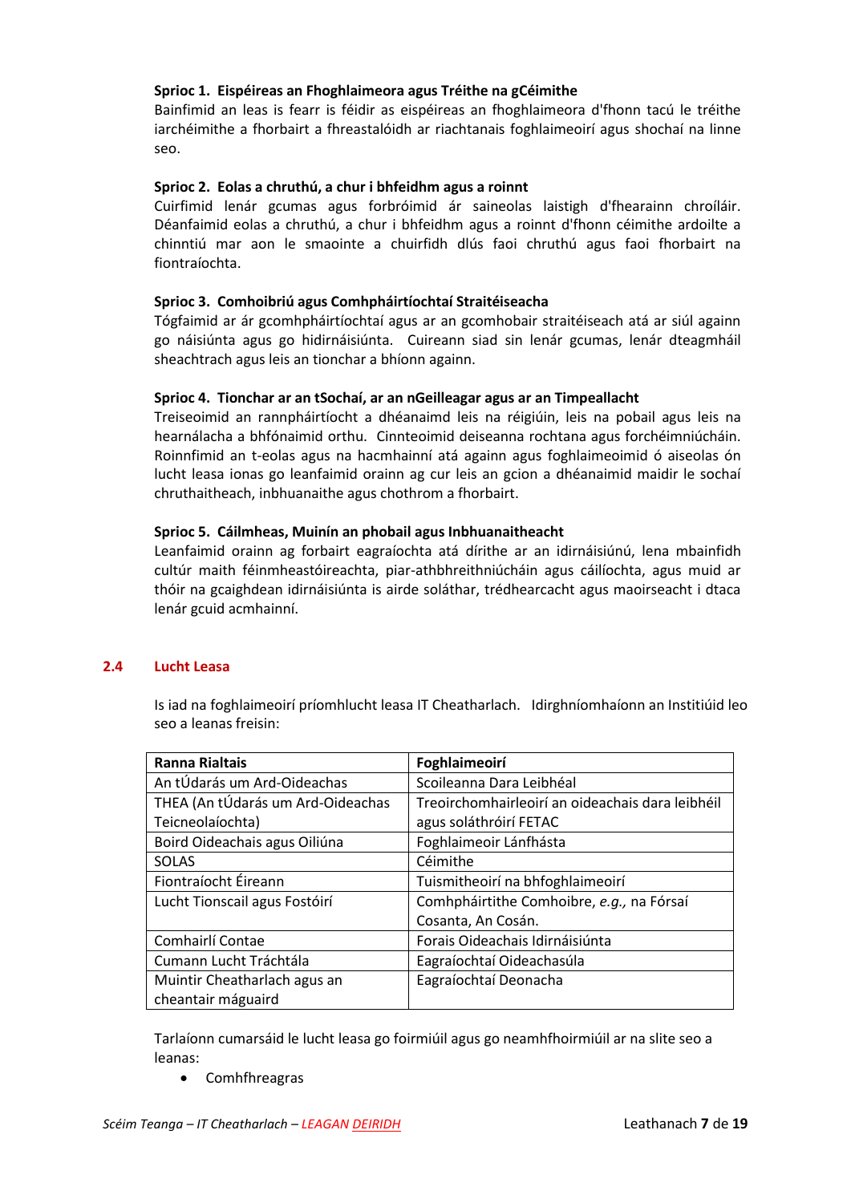**Sprioc 1. Eispéireas an Fhoghlaimeora agus Tréithe na gCéimithe**

Bainfimid an leas is fearr is féidir as eispéireas an fhoghlaimeora d'fhonn tacú le tréithe iarchéimithe a fhorbairt a fhreastalóidh ar riachtanais foghlaimeoirí agus shochaí na linne seo.

**Sprioc 2. Eolas a chruthú, a chur i bhfeidhm agus a roinnt**

Cuirfimid lenár gcumas agus forbróimid ár saineolas laistigh d'fhearainn chroíláir. Déanfaimid eolas a chruthú, a chur i bhfeidhm agus a roinnt d'fhonn céimithe ardoilte a chinntiú mar aon le smaointe a chuirfidh dlús faoi chruthú agus faoi fhorbairt na fiontraíochta.

**Sprioc 3. Comhoibriú agus Comhpháirtíochtaí Straitéiseacha**

Tógfaimid ar ár gcomhpháirtíochtaí agus ar an gcomhobair straitéiseach atá ar siúl againn go náisiúnta agus go hidirnáisiúnta. Cuireann siad sin lenár gcumas, lenár dteagmháil sheachtrach agus leis an tionchar a bhíonn againn.

**Sprioc 4. Tionchar ar an tSochaí, ar an nGeilleagar agus ar an Timpeallacht**

Treiseoimid an rannpháirtíocht a dhéanaimd leis na réigiúin, leis na pobail agus leis na hearnálacha a bhfónaimid orthu. Cinnteoimid deiseanna rochtana agus forchéimniúcháin. Roinnfimid an t-eolas agus na hacmhainní atá againn agus foghlaimeoimid ó aiseolas ón lucht leasa ionas go leanfaimid orainn ag cur leis an gcion a dhéanaimid maidir le sochaí chruthaitheach, inbhuanaithe agus chothrom a fhorbairt.

**Sprioc 5. Cáilmheas, Muinín an phobail agus Inbhuanaitheacht**

Leanfaimid orainn ag forbairt eagraíochta atá dírithe ar an idirnáisiúnú, lena mbainfidh cultúr maith féinmheastóireachta, piar-athbhreithniúcháin agus cáilíochta, agus muid ar thóir na gcaighdean idirnáisiúnta is airde soláthar, trédhearcacht agus maoirseacht i dtaca lenár gcuid acmhainní.

## 2.4 Lucht Leasa

Is iad na foghlaimeoirí príomhlucht leasa IT Cheatharlach. Idirghníomhaíonn an Institiúid leo seo a leanas freisin:

| Ranna Rialtais | Foghlaimeoirí |
|---|---|
| An tÚdarás um Ard-Oideachas | Scoileanna Dara Leibhéal |
| THEA (An tÚdarás um Ard-Oideachas Teicneolaíochta) | Treoirchomhairleoirí an oideachais dara leibhéil agus soláthróirí FETAC |
| Boird Oideachais agus Oiliúna | Foghlaimeoir Lánfhásta |
| SOLAS | Céimithe |
| Fiontraíocht Éireann | Tuismitheoirí na bhfoghlaimeoirí |
| Lucht Tionscail agus Fostóirí | Comhpháirtithe Comhoibre, *e.g.,* na Fórsaí Cosanta, An Cosán. |
| Comhairlí Contae | Forais Oideachais Idirnáisiúnta |
| Cumann Lucht Tráchtála | Eagraíochtaí Oideachasúla |
| Muintir Cheatharlach agus an cheantair máguaird | Eagraíochtaí Deonacha |

Tarlaíonn cumarsáid le lucht leasa go foirmiúil agus go neamhfhoirmiúil ar na slite seo a leanas:

- Comhfhreagras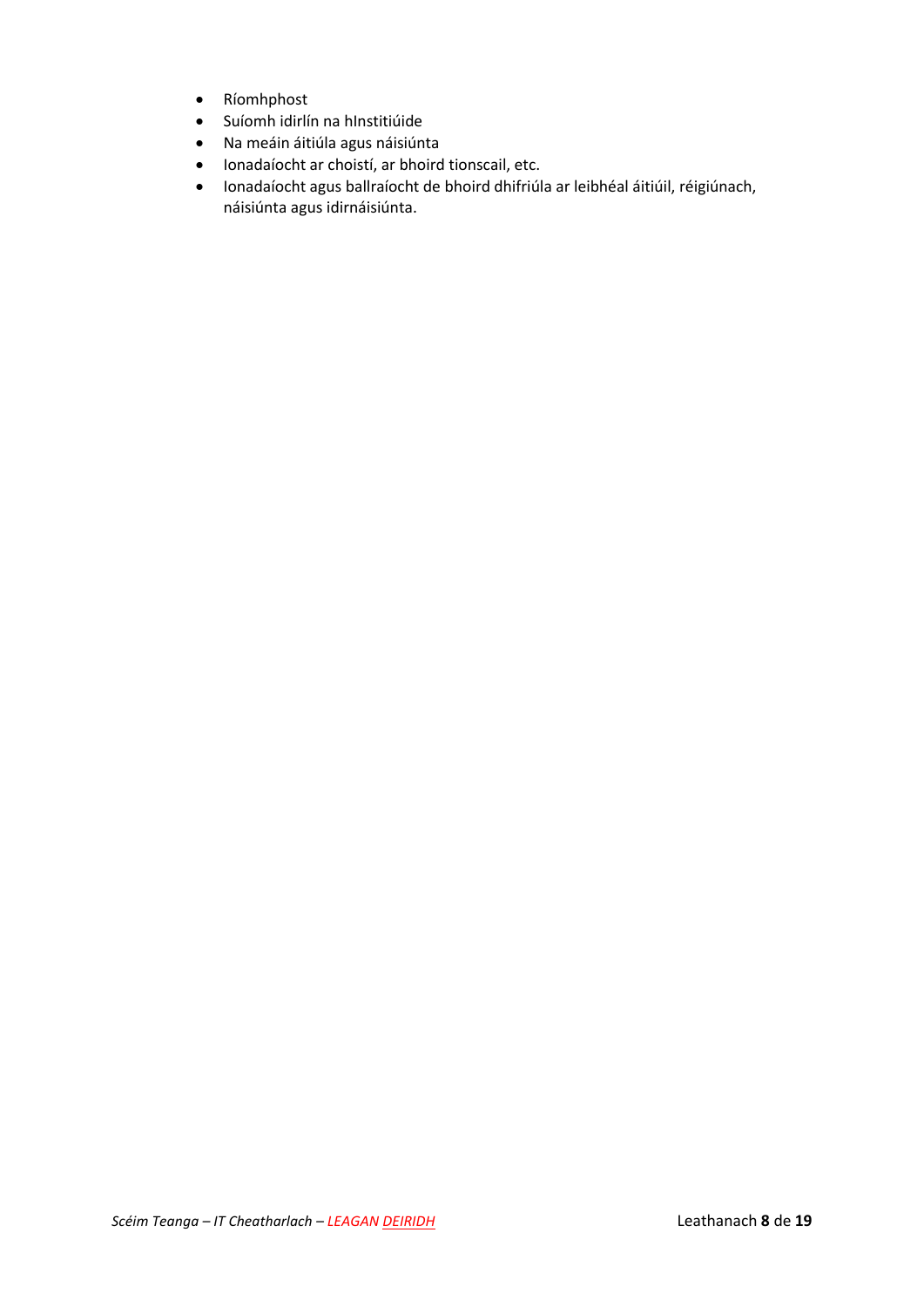- Ríomhphost
- Suíomh idirlín na hInstitiúide
- Na meáin áitiúla agus náisiúnta
- Ionadaíocht ar choistí, ar bhoird tionscail, etc.
- Ionadaíocht agus ballraíocht de bhoird dhifriúla ar leibhéal áitiúil, réigiúnach, náisiúnta agus idirnáisiúnta.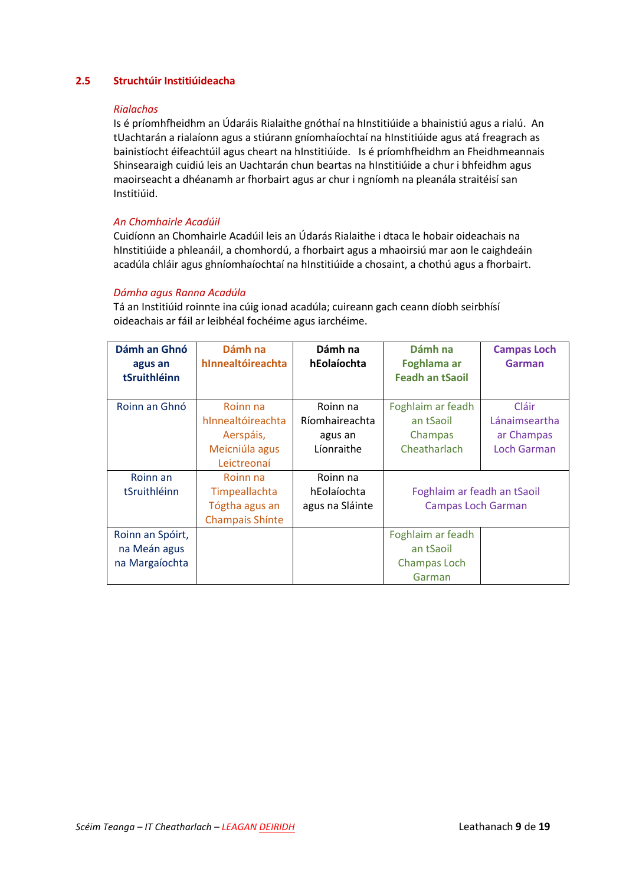## 2.5 Struchtúir Institiúideacha

*Rialachas*

Is é príomhfheidhm an Údaráis Rialaithe gnóthaí na hInstitiúide a bhainistiú agus a rialú. An tUachtarán a rialaíonn agus a stiúrann gníomhaíochtaí na hInstitiúide agus atá freagrach as bainistíocht éifeachtúil agus cheart na hInstitiúide. Is é príomhfheidhm an Fheidhmeannais Shinsearaigh cuidiú leis an Uachtarán chun beartas na hInstitiúide a chur i bhfeidhm agus maoirseacht a dhéanamh ar fhorbairt agus ar chur i ngníomh na pleanála straitéisí san Institiúid.

*An Chomhairle Acadúil*

Cuidíonn an Chomhairle Acadúil leis an Údarás Rialaithe i dtaca le hobair oideachais na hInstitiúide a phleanáil, a chomhordú, a fhorbairt agus a mhaoirsiú mar aon le caighdeáin acadúla chláir agus ghníomhaíochtaí na hInstitiúide a chosaint, a chothú agus a fhorbairt.

*Dámha agus Ranna Acadúla*

Tá an Institiúid roinnte ina cúig ionad acadúla; cuireann gach ceann díobh seirbhísí oideachais ar fáil ar leibhéal fochéime agus iarchéime.

| **Dámh an Ghnó agus an tSruithléinn** | **Dámh na hInnealtóireachta** | **Dámh na hEolaíochta** | **Dámh na Foghlama ar Feadh an tSaoil** | **Campas Loch Garman** |
|---|---|---|---|---|
| Roinn an Ghnó | Roinn na hInnealtóireachta Aerspáis, Meicniúla agus Leictreonaí | Roinn na Ríomhaireachta agus an Líonraithe | Foghlaim ar feadh an tSaoil Champas Cheatharlach | Cláir Lánaimseartha ar Champas Loch Garman |
| Roinn an tSruithléinn | Roinn na Timpeallachta Tógtha agus an Champais Shínte | Roinn na hEolaíochta agus na Sláinte | Foghlaim ar feadh an tSaoil Campas Loch Garman | |
| Roinn an Spóirt, na Meán agus na Margaíochta | | | Foghlaim ar feadh an tSaoil Champas Loch Garman | |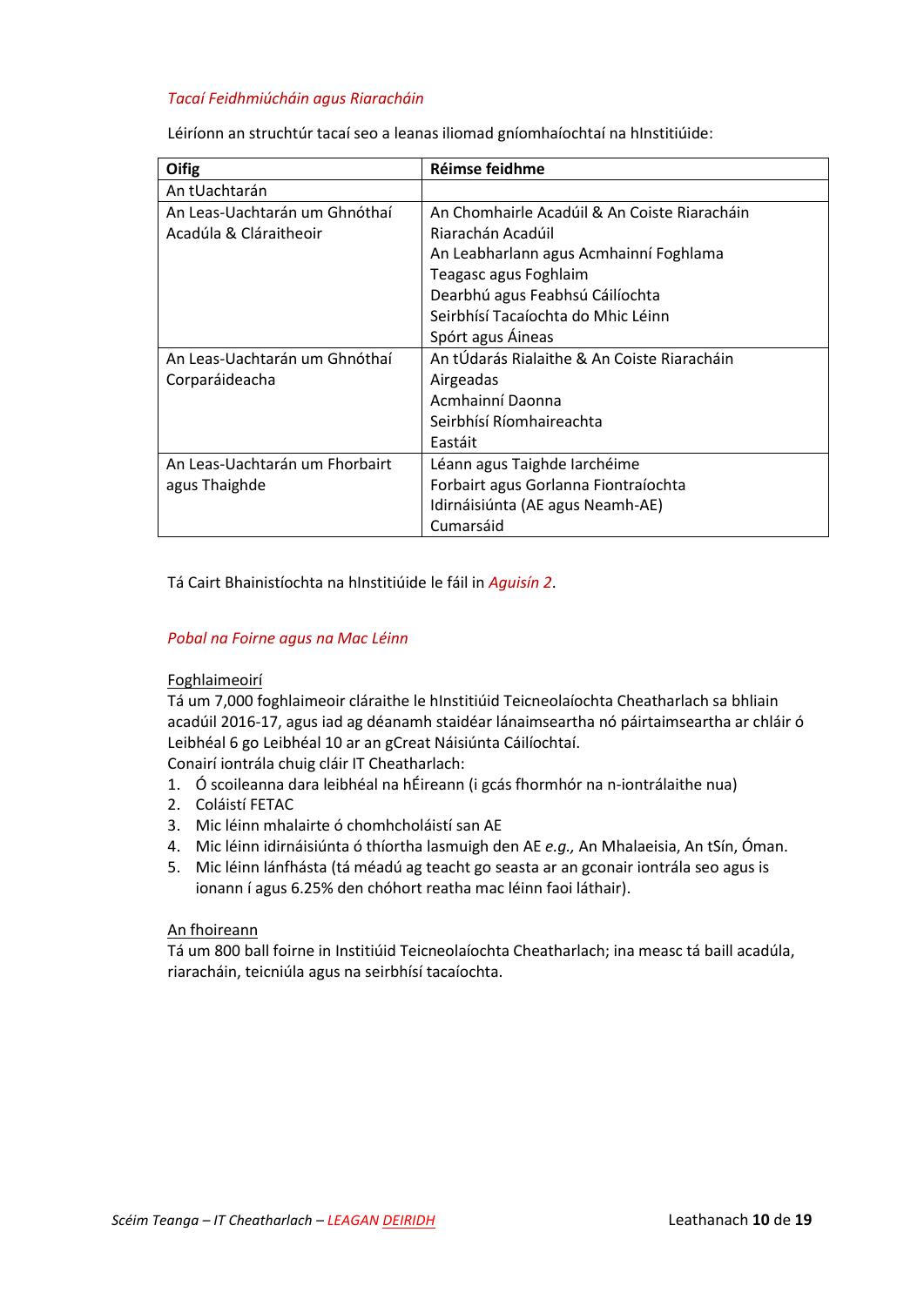*Tacaí Feidhmiúcháin agus Riaracháin*

Léiríonn an struchtúr tacaí seo a leanas iliomad gníomhaíochtaí na hInstitiúide:

| Oifig | Réimse feidhme |
|---|---|
| An tUachtarán | |
| An Leas-Uachtarán um Ghnóthaí Acadúla & Cláraitheoir | An Chomhairle Acadúil & An Coiste Riaracháin<br>Riarachán Acadúil<br>An Leabharlann agus Acmhainní Foghlama<br>Teagasc agus Foghlaim<br>Dearbhú agus Feabhsú Cáilíochta<br>Seirbhísí Tacaíochta do Mhic Léinn<br>Spórt agus Áineas |
| An Leas-Uachtarán um Ghnóthaí Corparáideacha | An tÚdarás Rialaithe & An Coiste Riaracháin<br>Airgeadas<br>Acmhainní Daonna<br>Seirbhísí Ríomhaireachta<br>Eastáit |
| An Leas-Uachtarán um Fhorbairt agus Thaighde | Léann agus Taighde Iarchéime<br>Forbairt agus Gorlanna Fiontraíochta<br>Idirnáisiúnta (AE agus Neamh-AE)<br>Cumarsáid |

Tá Cairt Bhainistíochta na hInstitiúide le fáil in *Aguisín 2*.

*Pobal na Foirne agus na Mac Léinn*

Foghlaimeoirí

Tá um 7,000 foghlaimeoir cláraithe le hInstitiúid Teicneolaíochta Cheatharlach sa bhliain acadúil 2016-17, agus iad ag déanamh staidéar lánaimseartha nó páirtaimseartha ar chláir ó Leibhéal 6 go Leibhéal 10 ar an gCreat Náisiúnta Cáilíochtaí.

Conairí iontrála chuig cláir IT Cheatharlach:

1. Ó scoileanna dara leibhéal na hÉireann (i gcás fhormhór na n-iontrálaithe nua)
2. Coláistí FETAC
3. Mic léinn mhalairte ó chomhcholáistí san AE
4. Mic léinn idirnáisiúnta ó thíortha lasmuigh den AE *e.g.,* An Mhalaeisia, An tSín, Óman.
5. Mic léinn lánfhásta (tá méadú ag teacht go seasta ar an gconair iontrála seo agus is ionann í agus 6.25% den chóhort reatha mac léinn faoi láthair).

An fhoireann

Tá um 800 ball foirne in Institiúid Teicneolaíochta Cheatharlach; ina measc tá baill acadúla, riaracháin, teicniúla agus na seirbhísí tacaíochta.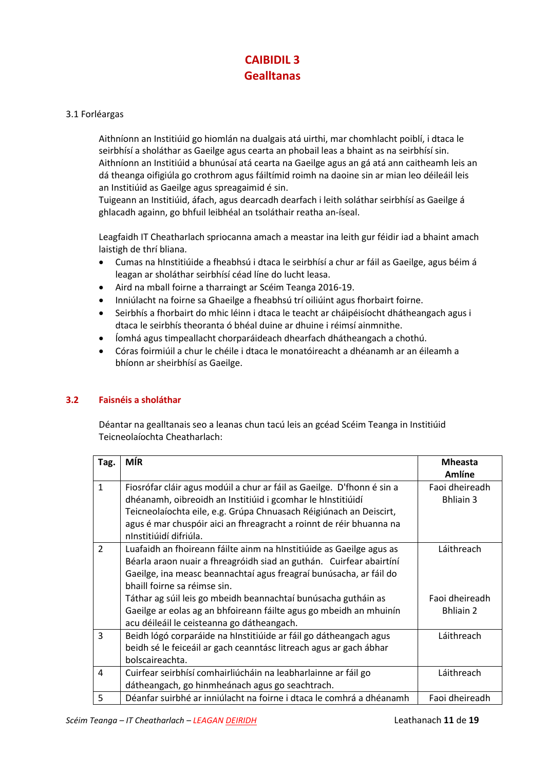# CAIBIDIL 3
# Gealltanas

## 3.1 Forléargas

Aithníonn an Institiúid go hiomlán na dualgais atá uirthi, mar chomhlacht poiblí, i dtaca le seirbhísí a sholáthar as Gaeilge agus cearta an phobail leas a bhaint as na seirbhísí sin. Aithníonn an Institiúid a bhunúsaí atá cearta na Gaeilge agus an gá atá ann caitheamh leis an dá theanga oifigiúla go crothrom agus fáiltímid roimh na daoine sin ar mian leo déileáil leis an Institiúid as Gaeilge agus spreagaimid é sin.
Tuigeann an Institiúid, áfach, agus dearcadh dearfach i leith soláthar seirbhísí as Gaeilge á ghlacadh againn, go bhfuil leibhéal an tsoláthair reatha an-íseal.

Leagfaidh IT Cheatharlach spriocanna amach a meastar ina leith gur féidir iad a bhaint amach laistigh de thrí bliana.

- Cumas na hInstitiúide a fheabhsú i dtaca le seirbhísí a chur ar fáil as Gaeilge, agus béim á leagan ar sholáthar seirbhísí céad líne do lucht leasa.
- Aird na mball foirne a tharraingt ar Scéim Teanga 2016-19.
- Inniúlacht na foirne sa Ghaeilge a fheabhsú trí oiliúint agus fhorbairt foirne.
- Seirbhís a fhorbairt do mhic léinn i dtaca le teacht ar cháipéisíocht dhátheangach agus i dtaca le seirbhís theoranta ó bhéal duine ar dhuine i réimsí ainmnithe.
- Íomhá agus timpeallacht chorparáideach dhearfach dhátheangach a chothú.
- Córas foirmiúil a chur le chéile i dtaca le monatóireacht a dhéanamh ar an éileamh a bhíonn ar sheirbhísí as Gaeilge.

## 3.2 Faisnéis a sholáthar

Déantar na gealltanais seo a leanas chun tacú leis an gcéad Scéim Teanga in Institiúid Teicneolaíochta Cheatharlach:

| Tag. | MÍR | Mheasta Amlíne |
|---|---|---|
| 1 | Fiosrófar cláir agus modúil a chur ar fáil as Gaeilge. D'fhonn é sin a dhéanamh, oibreoidh an Institiúid i gcomhar le hInstitiúidí Teicneolaíochta eile, e.g. Grúpa Chnuasach Réigiúnach an Deiscirt, agus é mar chuspóir aici an fhreagracht a roinnt de réir bhuanna na nInstitiúidí difriúla. | Faoi dheireadh Bhliain 3 |
| 2 | Luafaidh an fhoireann fáilte ainm na hInstitiúide as Gaeilge agus as Béarla araon nuair a fhreagróidh siad an guthán. Cuirfear abairtíní Gaeilge, ina measc beannachtaí agus freagraí bunúsacha, ar fáil do bhaill foirne sa réimse sin. | Láithreach |
| | Táthar ag súil leis go mbeidh beannachtaí bunúsacha gutháin as Gaeilge ar eolas ag an bhfoireann fáilte agus go mbeidh an mhuinín acu déileáil le ceisteanna go dátheangach. | Faoi dheireadh Bhliain 2 |
| 3 | Beidh lógó corparáide na hInstitiúide ar fáil go dátheangach agus beidh sé le feiceáil ar gach ceanntásc litreach agus ar gach ábhar bolscaireachta. | Láithreach |
| 4 | Cuirfear seirbhísí comhairliúcháin na leabharlainne ar fáil go dátheangach, go hinmheánach agus go seachtrach. | Láithreach |
| 5 | Déanfar suirbhé ar inniúlacht na foirne i dtaca le comhrá a dhéanamh | Faoi dheireadh |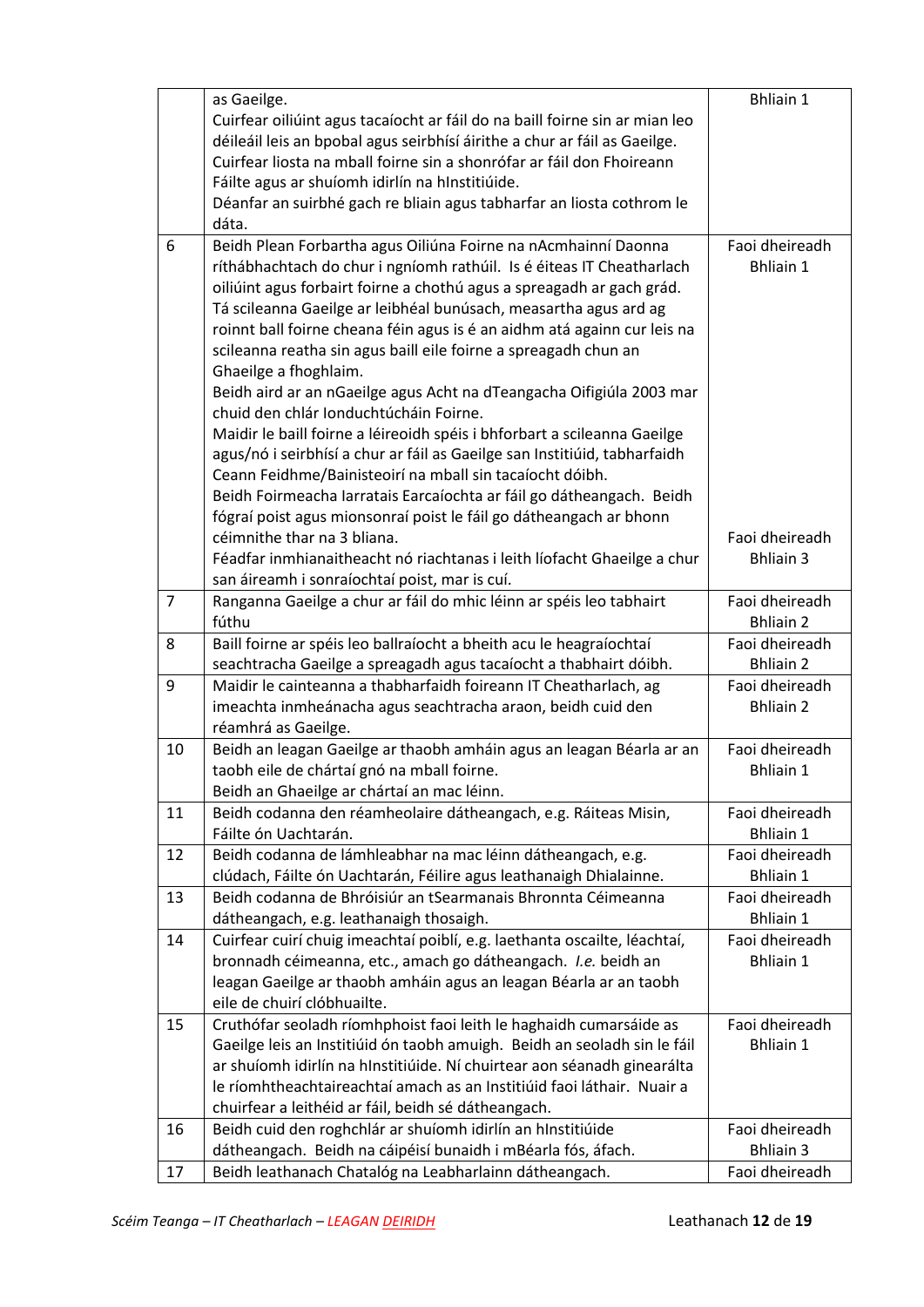| | | |
|---|---|---|
| | as Gaeilge.<br>Cuirfear oiliúint agus tacaíocht ar fáil do na baill foirne sin ar mian leo déileáil leis an bpobal agus seirbhísí áirithe a chur ar fáil as Gaeilge.<br>Cuirfear liosta na mball foirne sin a shonrófar ar fáil don Fhoireann Fáilte agus ar shuíomh idirlín na hInstitiúide.<br>Déanfar an suirbhé gach re bliain agus tabharfar an liosta cothrom le dáta. | Bhliain 1 |
| 6 | Beidh Plean Forbartha agus Oiliúna Foirne na nAcmhainní Daonna ríthábhachtach do chur i ngníomh rathúil. Is é éiteas IT Cheatharlach oiliúint agus forbairt foirne a chothú agus a spreagadh ar gach grád. Tá scileanna Gaeilge ar leibhéal bunúsach, measartha agus ard ag roinnt ball foirne cheana féin agus is é an aidhm atá againn cur leis na scileanna reatha sin agus baill eile foirne a spreagadh chun an Ghaeilge a fhoghlaim.<br>Beidh aird ar an nGaeilge agus Acht na dTeangacha Oifigiúla 2003 mar chuid den chlár Ionduchtúcháin Foirne.<br>Maidir le baill foirne a léireoidh spéis i bhforbart a scileanna Gaeilge agus/nó i seirbhísí a chur ar fáil as Gaeilge san Institiúid, tabharfaidh Ceann Feidhme/Bainisteoirí na mball sin tacaíocht dóibh.<br>Beidh Foirmeacha Iarratais Earcaíochta ar fáil go dátheangach. Beidh fógraí poist agus mionsonraí poist le fáil go dátheangach ar bhonn céimnithe thar na 3 bliana.<br>Féadfar inmhianaitheacht nó riachtanas i leith líofacht Ghaeilge a chur san áireamh i sonraíochtaí poist, mar is cuí. | Faoi dheireadh Bhliain 1<br><br><br><br><br><br><br><br><br><br><br><br><br>Faoi dheireadh Bhliain 3 |
| 7 | Ranganna Gaeilge a chur ar fáil do mhic léinn ar spéis leo tabhairt fúthu | Faoi dheireadh Bhliain 2 |
| 8 | Baill foirne ar spéis leo ballraíocht a bheith acu le heagraíochtaí seachtracha Gaeilge a spreagadh agus tacaíocht a thabhairt dóibh. | Faoi dheireadh Bhliain 2 |
| 9 | Maidir le cainteanna a thabharfaidh foireann IT Cheatharlach, ag imeachta inmheánacha agus seachtracha araon, beidh cuid den réamhrá as Gaeilge. | Faoi dheireadh Bhliain 2 |
| 10 | Beidh an leagan Gaeilge ar thaobh amháin agus an leagan Béarla ar an taobh eile de chártaí gnó na mball foirne.<br>Beidh an Ghaeilge ar chártaí an mac léinn. | Faoi dheireadh Bhliain 1 |
| 11 | Beidh codanna den réamheolaire dátheangach, e.g. Ráiteas Misin, Fáilte ón Uachtarán. | Faoi dheireadh Bhliain 1 |
| 12 | Beidh codanna de lámhleabhar na mac léinn dátheangach, e.g. clúdach, Fáilte ón Uachtarán, Féilire agus leathanaigh Dhialainne. | Faoi dheireadh Bhliain 1 |
| 13 | Beidh codanna de Bhróisiúr an tSearmanais Bhronnta Céimeanna dátheangach, e.g. leathanaigh thosaigh. | Faoi dheireadh Bhliain 1 |
| 14 | Cuirfear cuirí chuig imeachtaí poiblí, e.g. laethanta oscailte, léachtaí, bronnadh céimeanna, etc., amach go dátheangach. *I.e.* beidh an leagan Gaeilge ar thaobh amháin agus an leagan Béarla ar an taobh eile de chuirí clóbhuailte. | Faoi dheireadh Bhliain 1 |
| 15 | Cruthófar seoladh ríomhphoist faoi leith le haghaidh cumarsáide as Gaeilge leis an Institiúid ón taobh amuigh. Beidh an seoladh sin le fáil ar shuíomh idirlín na hInstitiúide. Ní chuirtear aon séanadh ginearálta le ríomhtheachtaireachtaí amach as an Institiúid faoi láthair. Nuair a chuirfear a leithéid ar fáil, beidh sé dátheangach. | Faoi dheireadh Bhliain 1 |
| 16 | Beidh cuid den roghchlár ar shuíomh idirlín an hInstitiúide dátheangach. Beidh na cáipéisí bunaidh i mBéarla fós, áfach. | Faoi dheireadh Bhliain 3 |
| 17 | Beidh leathanach Chatalóg na Leabharlainn dátheangach. | Faoi dheireadh |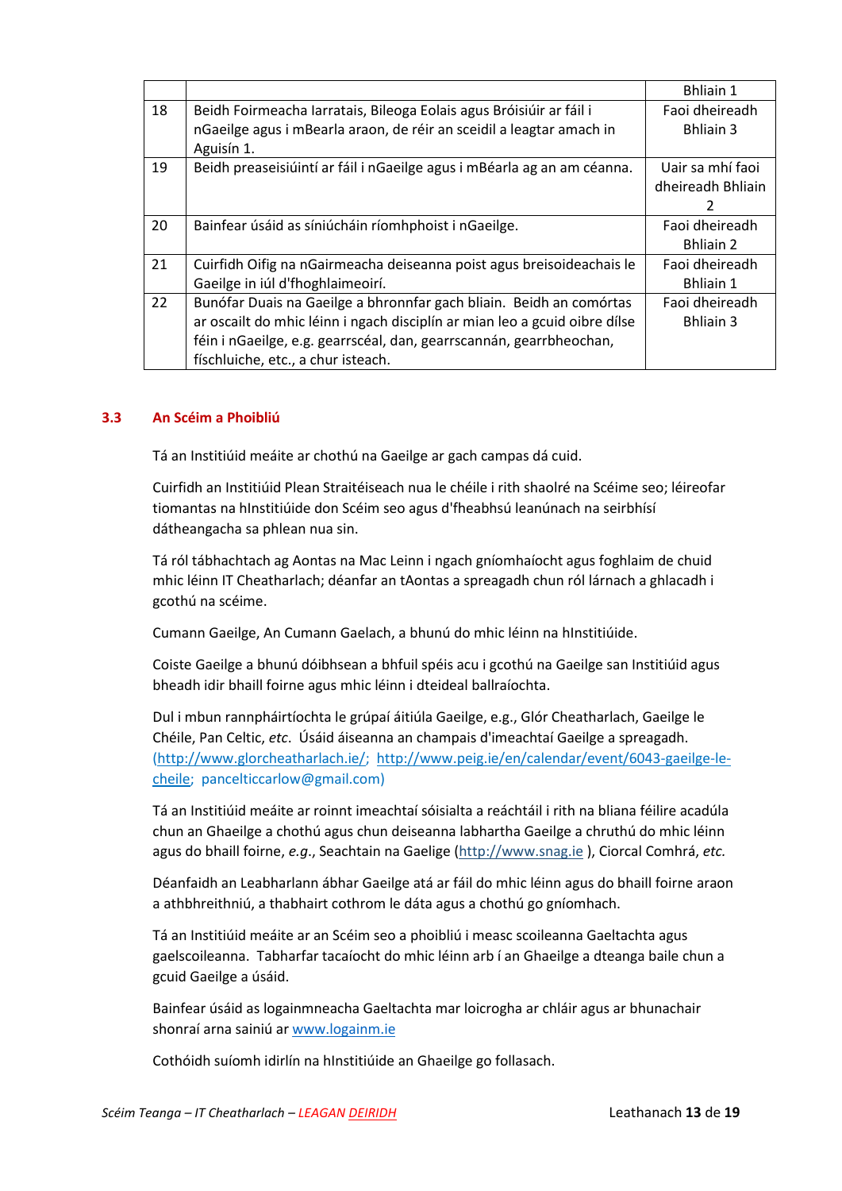| | | |
|---|---|---|
| | | Bhliain 1 |
| 18 | Beidh Foirmeacha Iarratais, Bileoga Eolais agus Bróisiúir ar fáil i nGaeilge agus i mBearla araon, de réir an sceidil a leagtar amach in Aguisín 1. | Faoi dheireadh Bhliain 3 |
| 19 | Beidh preaseisiúintí ar fáil i nGaeilge agus i mBéarla ag an am céanna. | Uair sa mhí faoi dheireadh Bhliain 2 |
| 20 | Bainfear úsáid as síniúcháin ríomhphoist i nGaeilge. | Faoi dheireadh Bhliain 2 |
| 21 | Cuirfidh Oifig na nGairmeacha deiseanna poist agus breisoideachais le Gaeilge in iúl d'fhoghlaimeoirí. | Faoi dheireadh Bhliain 1 |
| 22 | Bunófar Duais na Gaeilge a bhronnfar gach bliain. Beidh an comórtas ar oscailt do mhic léinn i ngach disciplín ar mian leo a gcuid oibre dílse féin i nGaeilge, e.g. gearrscéal, dan, gearrscannán, gearrbheochan, físchluiche, etc., a chur isteach. | Faoi dheireadh Bhliain 3 |

### 3.3 An Scéim a Phoibliú

Tá an Institiúid meáite ar chothú na Gaeilge ar gach campas dá cuid.

Cuirfidh an Institiúid Plean Straitéiseach nua le chéile i rith shaolré na Scéime seo; léireofar tiomantas na hInstitiúide don Scéim seo agus d'fheabhsú leanúnach na seirbhísí dátheangacha sa phlean nua sin.

Tá ról tábhachtach ag Aontas na Mac Leinn i ngach gníomhaíocht agus foghlaim de chuid mhic léinn IT Cheatharlach; déanfar an tAontas a spreagadh chun ról lárnach a ghlacadh i gcothú na scéime.

Cumann Gaeilge, An Cumann Gaelach, a bhunú do mhic léinn na hInstitiúide.

Coiste Gaeilge a bhunú dóibhsean a bhfuil spéis acu i gcothú na Gaeilge san Institiúid agus bheadh idir bhaill foirne agus mhic léinn i dteideal ballraíochta.

Dul i mbun rannpháirtíochta le grúpaí áitiúla Gaeilge, e.g., Glór Cheatharlach, Gaeilge le Chéile, Pan Celtic, *etc*. Úsáid áiseanna an champais d'imeachtaí Gaeilge a spreagadh. (http://www.glorcheatharlach.ie/; http://www.peig.ie/en/calendar/event/6043-gaeilge-le-cheile; pancelticcarlow@gmail.com)

Tá an Institiúid meáite ar roinnt imeachtaí sóisialta a reáchtáil i rith na bliana féilire acadúla chun an Ghaeilge a chothú agus chun deiseanna labhartha Gaeilge a chruthú do mhic léinn agus do bhaill foirne, *e.g*., Seachtain na Gaelige (http://www.snag.ie ), Ciorcal Comhrá, *etc.*

Déanfaidh an Leabharlann ábhar Gaeilge atá ar fáil do mhic léinn agus do bhaill foirne araon a athbhreithniú, a thabhairt cothrom le dáta agus a chothú go gníomhach.

Tá an Institiúid meáite ar an Scéim seo a phoibliú i measc scoileanna Gaeltachta agus gaelscoileanna. Tabharfar tacaíocht do mhic léinn arb í an Ghaeilge a dteanga baile chun a gcuid Gaeilge a úsáid.

Bainfear úsáid as logainmneacha Gaeltachta mar loicrogha ar chláir agus ar bhunachair shonraí arna sainiú ar www.logainm.ie

Cothóidh suíomh idirlín na hInstitiúide an Ghaeilge go follasach.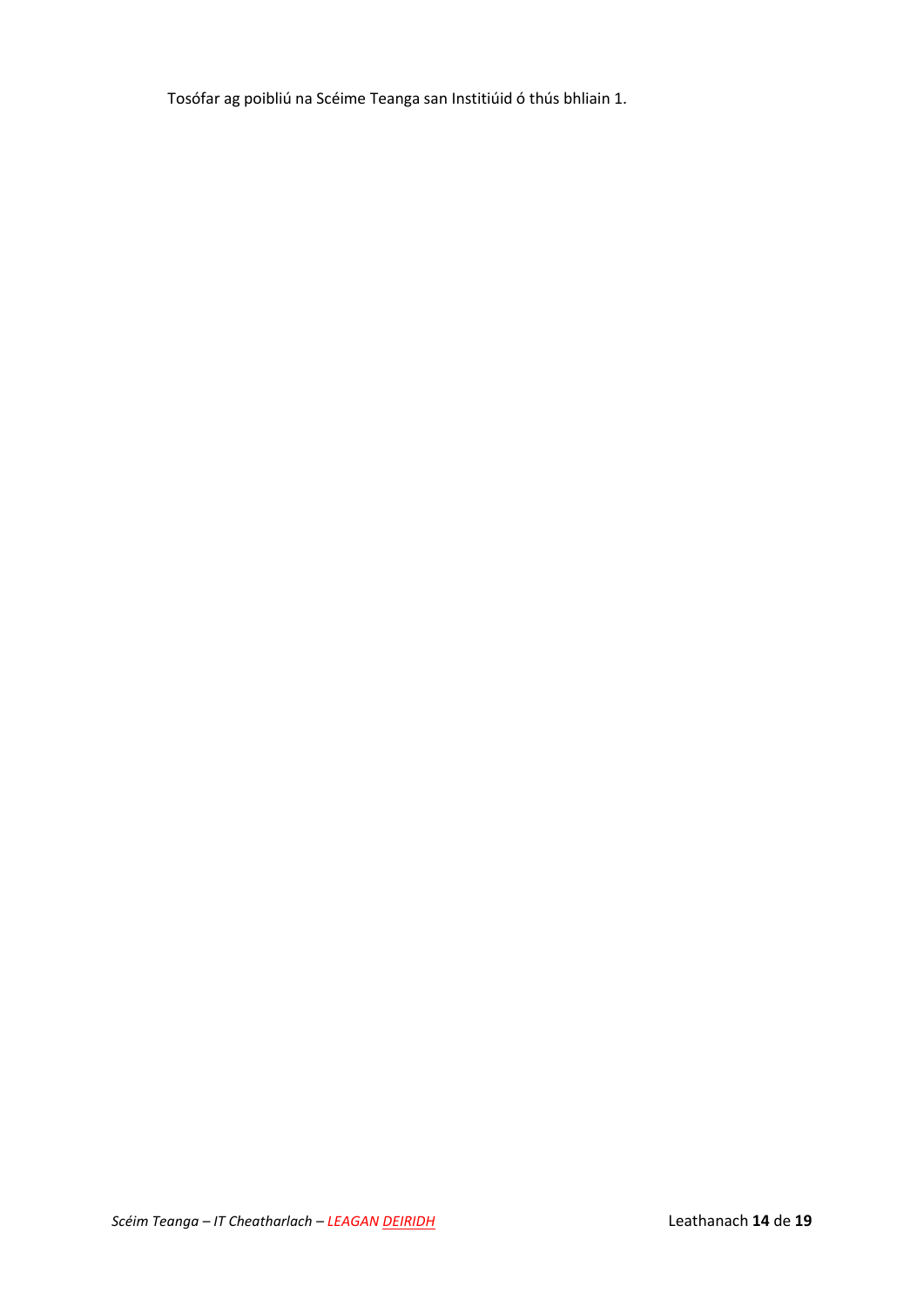Tosófar ag poibliú na Scéime Teanga san Institiúid ó thús bhliain 1.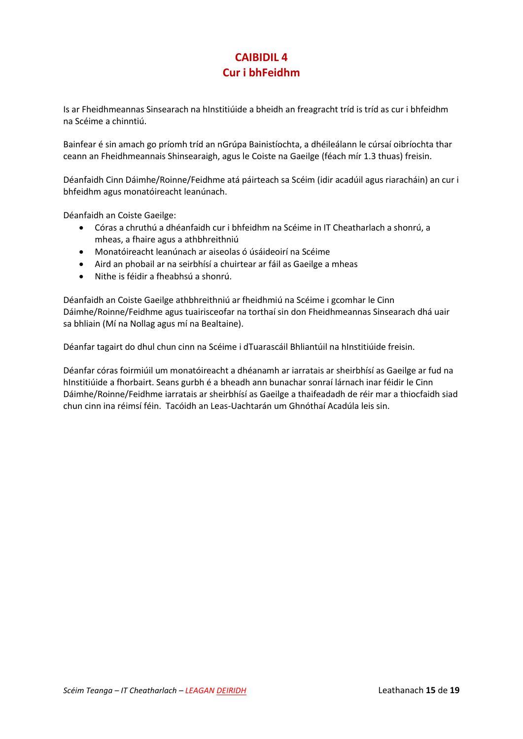# CAIBIDIL 4
# Cur i bhFeidhm

Is ar Fheidhmeannas Sinsearach na hInstitiúide a bheidh an freagracht tríd is tríd as cur i bhfeidhm na Scéime a chinntiú.

Bainfear é sin amach go príomh tríd an nGrúpa Bainistíochta, a dhéileálann le cúrsaí oibríochta thar ceann an Fheidhmeannais Shinsearaigh, agus le Coiste na Gaeilge (féach mír 1.3 thuas) freisin.

Déanfaidh Cinn Dáimhe/Roinne/Feidhme atá páirteach sa Scéim (idir acadúil agus riaracháin) an cur i bhfeidhm agus monatóireacht leanúnach.

Déanfaidh an Coiste Gaeilge:

- Córas a chruthú a dhéanfaidh cur i bhfeidhm na Scéime in IT Cheatharlach a shonrú, a mheas, a fhaire agus a athbhreithniú
- Monatóireacht leanúnach ar aiseolas ó úsáideoirí na Scéime
- Aird an phobail ar na seirbhísí a chuirtear ar fáil as Gaeilge a mheas
- Nithe is féidir a fheabhsú a shonrú.

Déanfaidh an Coiste Gaeilge athbhreithniú ar fheidhmiú na Scéime i gcomhar le Cinn Dáimhe/Roinne/Feidhme agus tuairisceofar na torthaí sin don Fheidhmeannas Sinsearach dhá uair sa bhliain (Mí na Nollag agus mí na Bealtaine).

Déanfar tagairt do dhul chun cinn na Scéime i dTuarascáil Bhliantúil na hInstitiúide freisin.

Déanfar córas foirmiúil um monatóireacht a dhéanamh ar iarratais ar sheirbhísí as Gaeilge ar fud na hInstitiúide a fhorbairt. Seans gurbh é a bheadh ann bunachar sonraí lárnach inar féidir le Cinn Dáimhe/Roinne/Feidhme iarratais ar sheirbhísí as Gaeilge a thaifeadadh de réir mar a thiocfaidh siad chun cinn ina réimsí féin. Tacóidh an Leas-Uachtarán um Ghnóthaí Acadúla leis sin.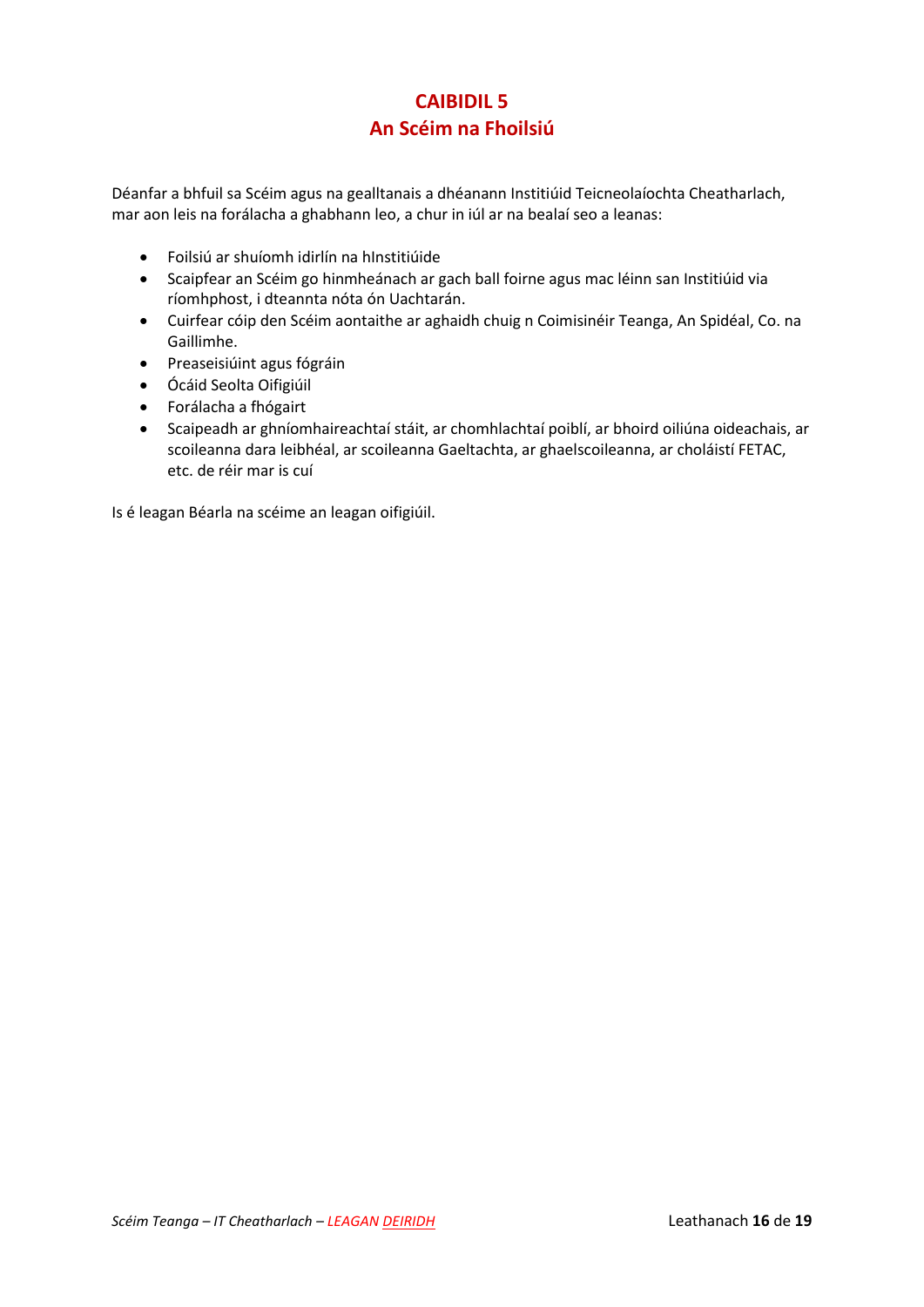# CAIBIDIL 5
## An Scéim na Fhoilsiú

Déanfar a bhfuil sa Scéim agus na gealltanais a dhéanann Institiúid Teicneolaíochta Cheatharlach, mar aon leis na forálacha a ghabhann leo, a chur in iúl ar na bealaí seo a leanas:

- Foilsiú ar shuíomh idirlín na hInstitiúide
- Scaipfear an Scéim go hinmheánach ar gach ball foirne agus mac léinn san Institiúid via ríomhphost, i dteannta nóta ón Uachtarán.
- Cuirfear cóip den Scéim aontaithe ar aghaidh chuig n Coimisinéir Teanga, An Spidéal, Co. na Gaillimhe.
- Preaseisiúint agus fógráin
- Ócáid Seolta Oifigiúil
- Forálacha a fhógairt
- Scaipeadh ar ghníomhaireachtaí stáit, ar chomhlachtaí poiblí, ar bhoird oiliúna oideachais, ar scoileanna dara leibhéal, ar scoileanna Gaeltachta, ar ghaelscoileanna, ar choláistí FETAC, etc. de réir mar is cuí

Is é leagan Béarla na scéime an leagan oifigiúil.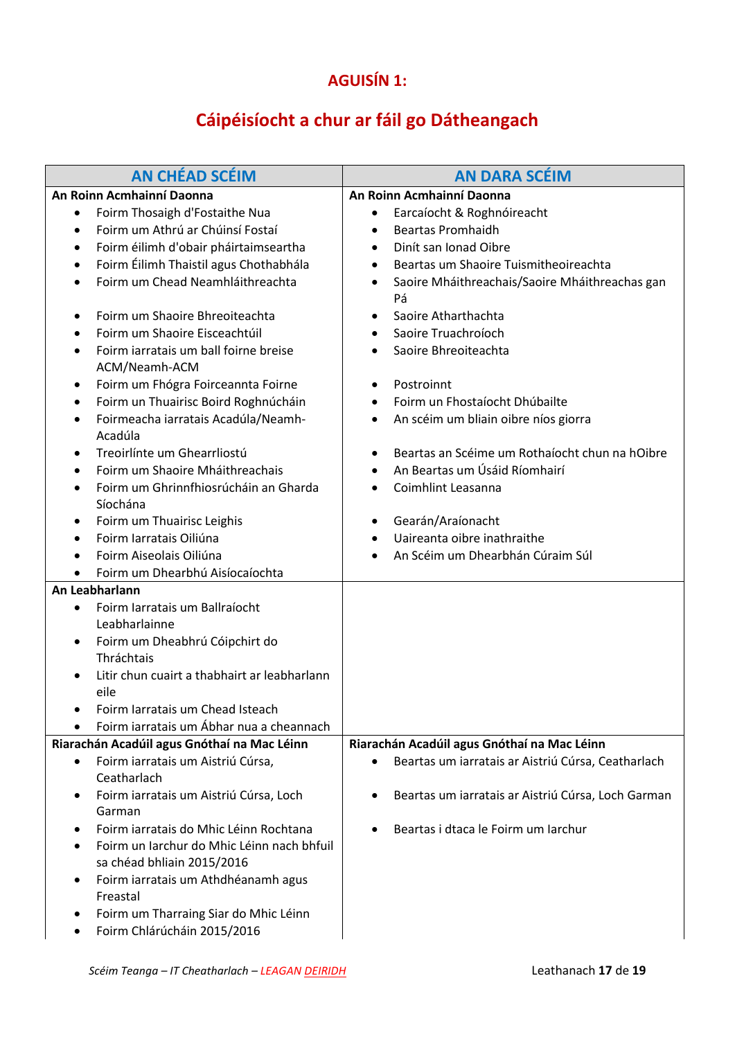# AGUISÍN 1:

## Cáipéisíocht a chur ar fáil go Dátheangach

| AN CHÉAD SCÉIM | AN DARA SCÉIM |
|---|---|
| **An Roinn Acmhainní Daonna**<br>• Foirm Thosaigh d'Fostaithe Nua<br>• Foirm um Athrú ar Chúinsí Fostaí<br>• Foirm éilimh d'obair pháirtaimseartha<br>• Foirm Éilimh Thaistil agus Chothabhála<br>• Foirm um Chead Neamhláithreachta<br><br>• Foirm um Shaoire Bhreoiteachta<br>• Foirm um Shaoire Eisceachtúil<br>• Foirm iarratais um ball foirne breise ACM/Neamh-ACM<br>• Foirm um Fhógra Foirceannta Foirne<br>• Foirm un Thuairisc Boird Roghnúcháin<br>• Foirmeacha iarratais Acadúla/Neamh-Acadúla<br>• Treoirlínte um Ghearrliostú<br>• Foirm um Shaoire Mháithreachais<br>• Foirm um Ghrinnfhiosrúcháin an Gharda Síochána<br>• Foirm um Thuairisc Leighis<br>• Foirm Iarratais Oiliúna<br>• Foirm Aiseolais Oiliúna<br>• Foirm um Dhearbhú Aisíocaíochta | **An Roinn Acmhainní Daonna**<br>• Earcaíocht & Roghnóireacht<br>• Beartas Promhaidh<br>• Dinít san Ionad Oibre<br>• Beartas um Shaoire Tuismitheoireachta<br>• Saoire Mháithreachais/Saoire Mháithreachas gan Pá<br>• Saoire Atharthachta<br>• Saoire Truachroíoch<br>• Saoire Bhreoiteachta<br><br>• Postroinnt<br>• Foirm un Fhostaíocht Dhúbailte<br>• An scéim um bliain oibre níos giorra<br><br>• Beartas an Scéime um Rothaíocht chun na hOibre<br>• An Beartas um Úsáid Ríomhairí<br>• Coimhlint Leasanna<br><br>• Gearán/Araíonacht<br>• Uaireanta oibre inathraithe<br>• An Scéim um Dhearbhán Cúraim Súl |
| **An Leabharlann**<br>• Foirm Iarratais um Ballraíocht Leabharlainne<br>• Foirm um Dheabhrú Cóipchirt do Thráchtais<br>• Litir chun cuairt a thabhairt ar leabharlann eile<br>• Foirm Iarratais um Chead Isteach<br>• Foirm iarratais um Ábhar nua a cheannach | |
| **Riarachán Acadúil agus Gnóthaí na Mac Léinn**<br>• Foirm iarratais um Aistriú Cúrsa, Ceatharlach<br>• Foirm iarratais um Aistriú Cúrsa, Loch Garman<br>• Foirm iarratais do Mhic Léinn Rochtana<br>• Foirm un Iarchur do Mhic Léinn nach bhfuil sa chéad bhliain 2015/2016<br>• Foirm iarratais um Athdhéanamh agus Freastal<br>• Foirm um Tharraing Siar do Mhic Léinn<br>• Foirm Chlárúcháin 2015/2016 | **Riarachán Acadúil agus Gnóthaí na Mac Léinn**<br>• Beartas um iarratais ar Aistriú Cúrsa, Ceatharlach<br><br>• Beartas um iarratais ar Aistriú Cúrsa, Loch Garman<br><br>• Beartas i dtaca le Foirm um Iarchur |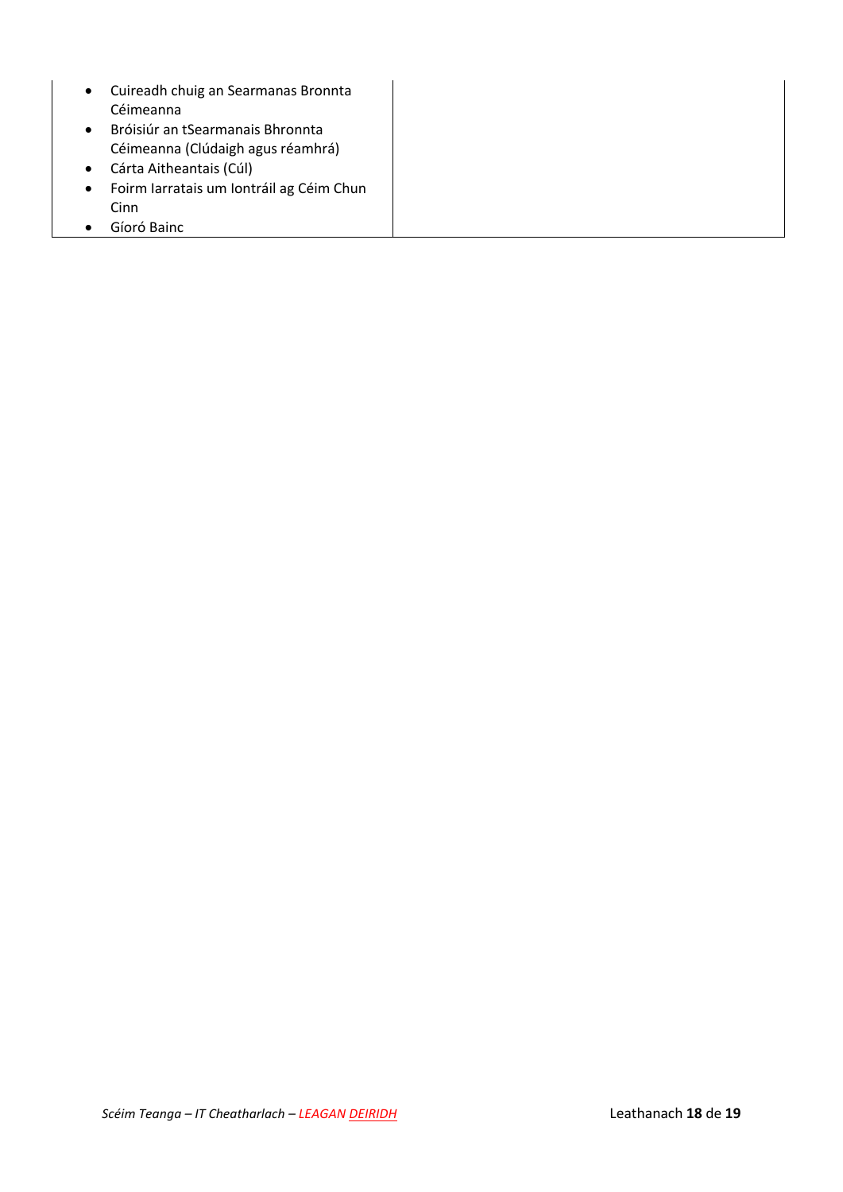| | |
|---|---|
| • Cuireadh chuig an Searmanas Bronnta Céimeanna<br>• Bróisiúr an tSearmanais Bhronnta Céimeanna (Clúdaigh agus réamhrá)<br>• Cárta Aitheantais (Cúl)<br>• Foirm Iarratais um Iontráil ag Céim Chun Cinn<br>• Gíoró Bainc | |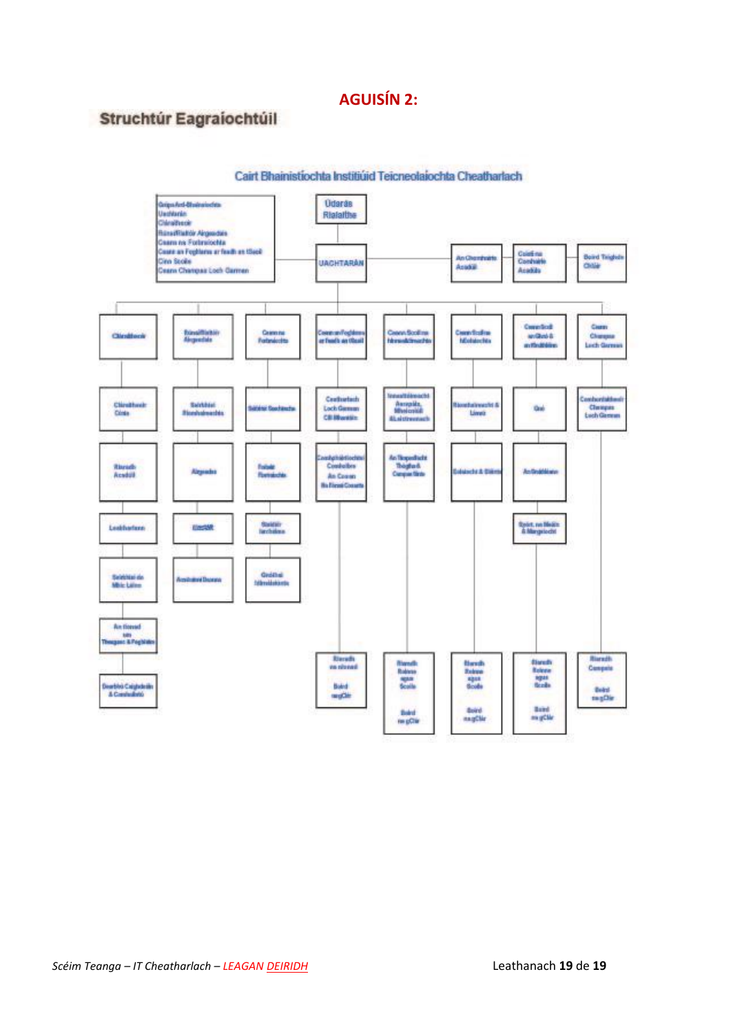**AGUISÍN 2:**

## Struchtúr Eagraíochtúil

Cairt Bhainistíochta Institiúid Teicneolaíochta Cheatharlach

Grúpa Ard-Bhainistíochta
Uachtarán
Cláraitheoir
Rúnaí/Rialtóir Airgeadais
Ceann na Forbraíochta
Ceann an Foghlama ar feadh an tSaoil
Cinn Scoile
Ceann Champas Loch Garman

Údarás Rialaithe

UACHTARÁN

An Chomhairle Acadúil

Coistí na Comhairle Acadúla

Boird Teighde Chláir

Cláraitheoir

Rúnaí/Rialtóir Airgeadais

Ceann na Forbraíochta

Ceann an Foghlama ar feadh an tSaoil

Ceann Scoil na hInnealtóireachta

Ceann Scoil na hEolaíochta

Ceann Scoil an Ghnó & an Fhiontair

Ceann Champas Loch Garman

Cláraitheoir Cúnta

Seirbhísí Riarachán

Seirbhísí Teicniúla

Ceathartach Loch Garman Cill Mhantáin

Innealtóireacht Aeraspáis, Mheicniúil, &Leictreonach

Ríomhaireacht & Líonrú

Gnó

Comhordaitheoir Champas Loch Garman

Riarach Acadúil

Airgeadas

Foirgnimh Forbraíochta

Comhpháirtíochtaí Comhoibre An Coreen No Freed Counts

An Taighe & Teighde Campas Sáile

Eolaíocht & Sláinte

An Gnóthlann

Leabharlann

Eastát

Seirbhísí Iarchéime

Spórt, na Meáin & Margaíocht

Seirbhísí do Mhic Léinn

Acmhainní Daonna

Gnóthaí Idirnáisiúnta

An tIonad um Theagasc & Foghlaim

Dearbhú Cáilíochta & Comhlíontú

Riaradh na nIonad
Boird na gClár

Riaradh Roinne agus Scoile
Boird na gClár

Riaradh Roinne agus Scoile
Boird na gClár

Riaradh Roinne agus Scoile
Boird na gClár

Riaradh Campais
Boird na gClár